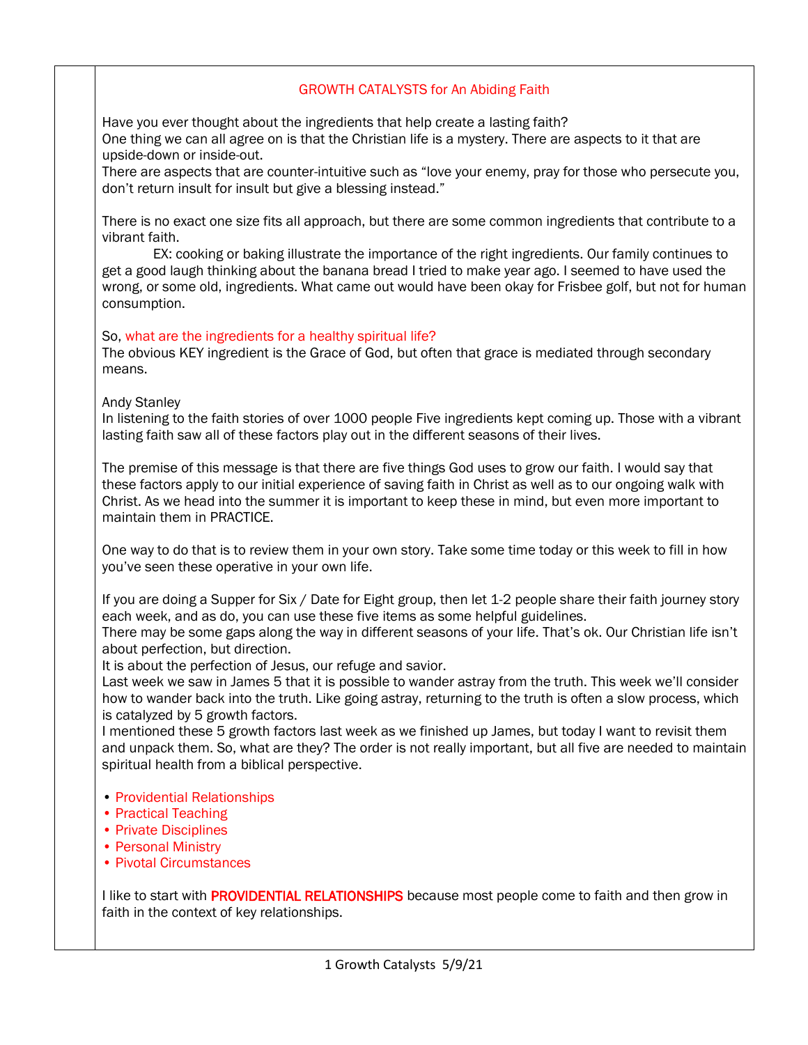# GROWTH CATALYSTS for An Abiding Faith

Have you ever thought about the ingredients that help create a lasting faith?
One thing we can all agree on is that the Christian life is a mystery. There are aspects to it that are upside-down or inside-out.
There are aspects that are counter-intuitive such as "love your enemy, pray for those who persecute you, don't return insult for insult but give a blessing instead."

There is no exact one size fits all approach, but there are some common ingredients that contribute to a vibrant faith.

EX: cooking or baking illustrate the importance of the right ingredients. Our family continues to get a good laugh thinking about the banana bread I tried to make year ago. I seemed to have used the wrong, or some old, ingredients. What came out would have been okay for Frisbee golf, but not for human consumption.

So, what are the ingredients for a healthy spiritual life?
The obvious KEY ingredient is the Grace of God, but often that grace is mediated through secondary means.

Andy Stanley
In listening to the faith stories of over 1000 people Five ingredients kept coming up. Those with a vibrant lasting faith saw all of these factors play out in the different seasons of their lives.

The premise of this message is that there are five things God uses to grow our faith. I would say that these factors apply to our initial experience of saving faith in Christ as well as to our ongoing walk with Christ. As we head into the summer it is important to keep these in mind, but even more important to maintain them in PRACTICE.

One way to do that is to review them in your own story. Take some time today or this week to fill in how you've seen these operative in your own life.

If you are doing a Supper for Six / Date for Eight group, then let 1-2 people share their faith journey story each week, and as do, you can use these five items as some helpful guidelines.
There may be some gaps along the way in different seasons of your life. That's ok. Our Christian life isn't about perfection, but direction.
It is about the perfection of Jesus, our refuge and savior.
Last week we saw in James 5 that it is possible to wander astray from the truth. This week we'll consider how to wander back into the truth. Like going astray, returning to the truth is often a slow process, which is catalyzed by 5 growth factors.
I mentioned these 5 growth factors last week as we finished up James, but today I want to revisit them and unpack them. So, what are they? The order is not really important, but all five are needed to maintain spiritual health from a biblical perspective.

- Providential Relationships
- Practical Teaching
- Private Disciplines
- Personal Ministry
- Pivotal Circumstances

I like to start with **PROVIDENTIAL RELATIONSHIPS** because most people come to faith and then grow in faith in the context of key relationships.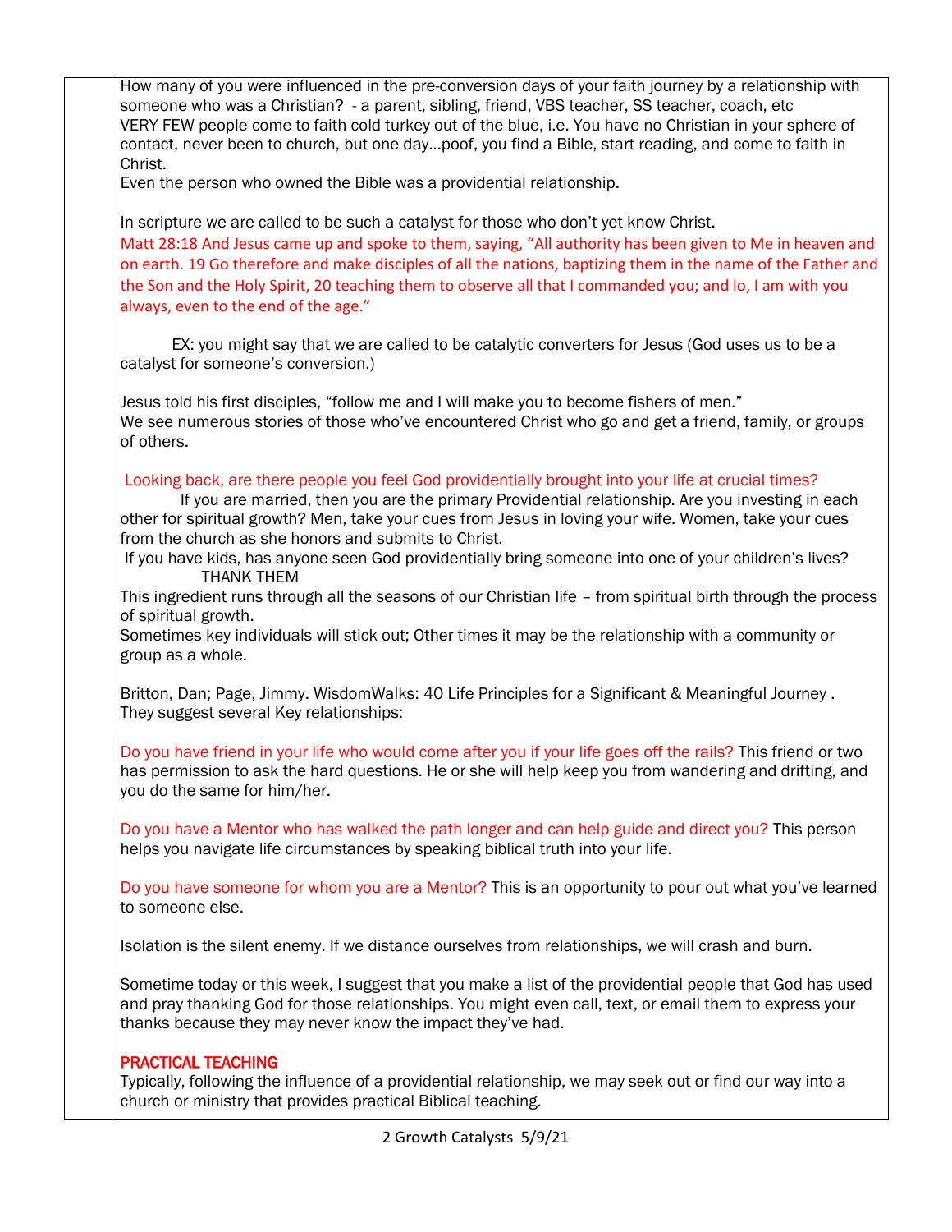How many of you were influenced in the pre-conversion days of your faith journey by a relationship with someone who was a Christian? - a parent, sibling, friend, VBS teacher, SS teacher, coach, etc
VERY FEW people come to faith cold turkey out of the blue, i.e. You have no Christian in your sphere of contact, never been to church, but one day…poof, you find a Bible, start reading, and come to faith in Christ.
Even the person who owned the Bible was a providential relationship.

In scripture we are called to be such a catalyst for those who don't yet know Christ.
Matt 28:18 And Jesus came up and spoke to them, saying, "All authority has been given to Me in heaven and on earth. 19 Go therefore and make disciples of all the nations, baptizing them in the name of the Father and the Son and the Holy Spirit, 20 teaching them to observe all that I commanded you; and lo, I am with you always, even to the end of the age."

EX: you might say that we are called to be catalytic converters for Jesus (God uses us to be a catalyst for someone's conversion.)

Jesus told his first disciples, "follow me and I will make you to become fishers of men."
We see numerous stories of those who've encountered Christ who go and get a friend, family, or groups of others.

Looking back, are there people you feel God providentially brought into your life at crucial times?
If you are married, then you are the primary Providential relationship. Are you investing in each other for spiritual growth? Men, take your cues from Jesus in loving your wife. Women, take your cues from the church as she honors and submits to Christ.
If you have kids, has anyone seen God providentially bring someone into one of your children's lives?
THANK THEM
This ingredient runs through all the seasons of our Christian life – from spiritual birth through the process of spiritual growth.
Sometimes key individuals will stick out; Other times it may be the relationship with a community or group as a whole.

Britton, Dan; Page, Jimmy. WisdomWalks: 40 Life Principles for a Significant & Meaningful Journey .
They suggest several Key relationships:

Do you have friend in your life who would come after you if your life goes off the rails? This friend or two has permission to ask the hard questions. He or she will help keep you from wandering and drifting, and you do the same for him/her.

Do you have a Mentor who has walked the path longer and can help guide and direct you? This person helps you navigate life circumstances by speaking biblical truth into your life.

Do you have someone for whom you are a Mentor? This is an opportunity to pour out what you've learned to someone else.

Isolation is the silent enemy. If we distance ourselves from relationships, we will crash and burn.

Sometime today or this week, I suggest that you make a list of the providential people that God has used and pray thanking God for those relationships. You might even call, text, or email them to express your thanks because they may never know the impact they've had.

**PRACTICAL TEACHING**
Typically, following the influence of a providential relationship, we may seek out or find our way into a church or ministry that provides practical Biblical teaching.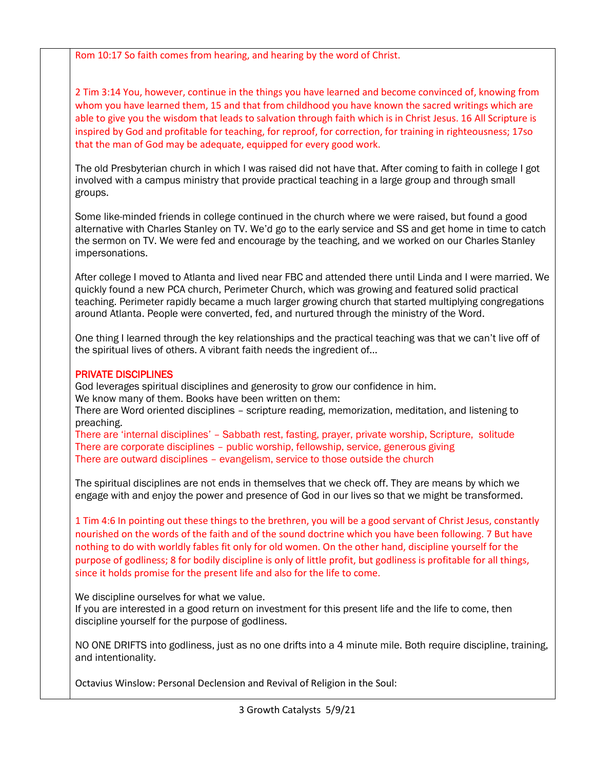Rom 10:17 So faith comes from hearing, and hearing by the word of Christ.

2 Tim 3:14 You, however, continue in the things you have learned and become convinced of, knowing from whom you have learned them, 15 and that from childhood you have known the sacred writings which are able to give you the wisdom that leads to salvation through faith which is in Christ Jesus. 16 All Scripture is inspired by God and profitable for teaching, for reproof, for correction, for training in righteousness; 17so that the man of God may be adequate, equipped for every good work.

The old Presbyterian church in which I was raised did not have that. After coming to faith in college I got involved with a campus ministry that provide practical teaching in a large group and through small groups.

Some like-minded friends in college continued in the church where we were raised, but found a good alternative with Charles Stanley on TV. We'd go to the early service and SS and get home in time to catch the sermon on TV. We were fed and encourage by the teaching, and we worked on our Charles Stanley impersonations.

After college I moved to Atlanta and lived near FBC and attended there until Linda and I were married. We quickly found a new PCA church, Perimeter Church, which was growing and featured solid practical teaching. Perimeter rapidly became a much larger growing church that started multiplying congregations around Atlanta. People were converted, fed, and nurtured through the ministry of the Word.

One thing I learned through the key relationships and the practical teaching was that we can't live off of the spiritual lives of others. A vibrant faith needs the ingredient of…

**PRIVATE DISCIPLINES**

God leverages spiritual disciplines and generosity to grow our confidence in him.
We know many of them. Books have been written on them:
There are Word oriented disciplines – scripture reading, memorization, meditation, and listening to preaching.
There are 'internal disciplines' – Sabbath rest, fasting, prayer, private worship, Scripture, solitude
There are corporate disciplines – public worship, fellowship, service, generous giving
There are outward disciplines – evangelism, service to those outside the church

The spiritual disciplines are not ends in themselves that we check off. They are means by which we engage with and enjoy the power and presence of God in our lives so that we might be transformed.

1 Tim 4:6 In pointing out these things to the brethren, you will be a good servant of Christ Jesus, constantly nourished on the words of the faith and of the sound doctrine which you have been following. 7 But have nothing to do with worldly fables fit only for old women. On the other hand, discipline yourself for the purpose of godliness; 8 for bodily discipline is only of little profit, but godliness is profitable for all things, since it holds promise for the present life and also for the life to come.

We discipline ourselves for what we value.
If you are interested in a good return on investment for this present life and the life to come, then discipline yourself for the purpose of godliness.

NO ONE DRIFTS into godliness, just as no one drifts into a 4 minute mile. Both require discipline, training, and intentionality.

Octavius Winslow: Personal Declension and Revival of Religion in the Soul: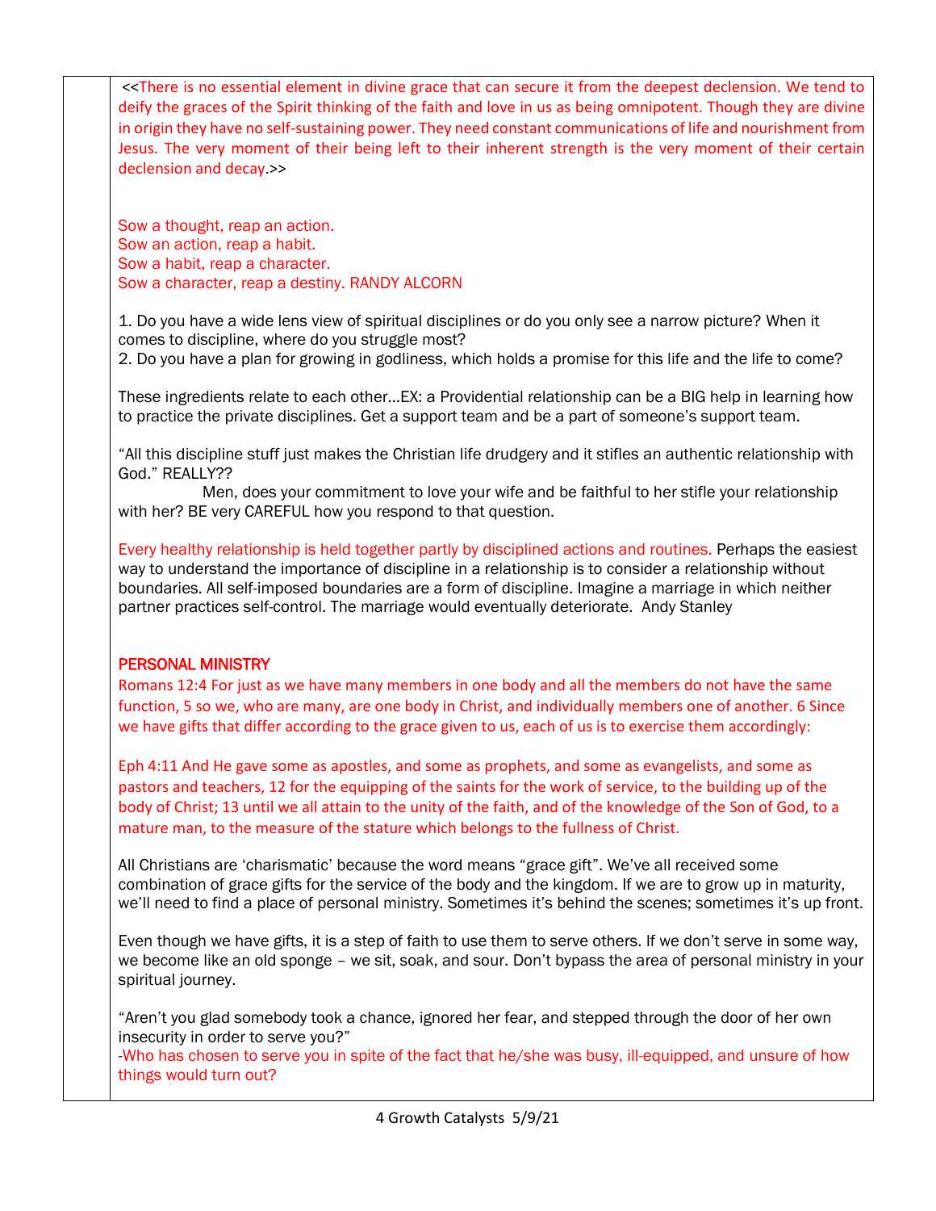<<There is no essential element in divine grace that can secure it from the deepest declension. We tend to deify the graces of the Spirit thinking of the faith and love in us as being omnipotent. Though they are divine in origin they have no self-sustaining power. They need constant communications of life and nourishment from Jesus. The very moment of their being left to their inherent strength is the very moment of their certain declension and decay.>>

Sow a thought, reap an action.
Sow an action, reap a habit.
Sow a habit, reap a character.
Sow a character, reap a destiny. RANDY ALCORN

1. Do you have a wide lens view of spiritual disciplines or do you only see a narrow picture? When it comes to discipline, where do you struggle most?
2. Do you have a plan for growing in godliness, which holds a promise for this life and the life to come?

These ingredients relate to each other…EX: a Providential relationship can be a BIG help in learning how to practice the private disciplines. Get a support team and be a part of someone's support team.

"All this discipline stuff just makes the Christian life drudgery and it stifles an authentic relationship with God." REALLY??

Men, does your commitment to love your wife and be faithful to her stifle your relationship with her? BE very CAREFUL how you respond to that question.

Every healthy relationship is held together partly by disciplined actions and routines. Perhaps the easiest way to understand the importance of discipline in a relationship is to consider a relationship without boundaries. All self-imposed boundaries are a form of discipline. Imagine a marriage in which neither partner practices self-control. The marriage would eventually deteriorate. Andy Stanley

## PERSONAL MINISTRY

Romans 12:4 For just as we have many members in one body and all the members do not have the same function, 5 so we, who are many, are one body in Christ, and individually members one of another. 6 Since we have gifts that differ according to the grace given to us, each of us is to exercise them accordingly:

Eph 4:11 And He gave some as apostles, and some as prophets, and some as evangelists, and some as pastors and teachers, 12 for the equipping of the saints for the work of service, to the building up of the body of Christ; 13 until we all attain to the unity of the faith, and of the knowledge of the Son of God, to a mature man, to the measure of the stature which belongs to the fullness of Christ.

All Christians are 'charismatic' because the word means "grace gift". We've all received some combination of grace gifts for the service of the body and the kingdom. If we are to grow up in maturity, we'll need to find a place of personal ministry. Sometimes it's behind the scenes; sometimes it's up front.

Even though we have gifts, it is a step of faith to use them to serve others. If we don't serve in some way, we become like an old sponge – we sit, soak, and sour. Don't bypass the area of personal ministry in your spiritual journey.

"Aren't you glad somebody took a chance, ignored her fear, and stepped through the door of her own insecurity in order to serve you?"
-Who has chosen to serve you in spite of the fact that he/she was busy, ill-equipped, and unsure of how things would turn out?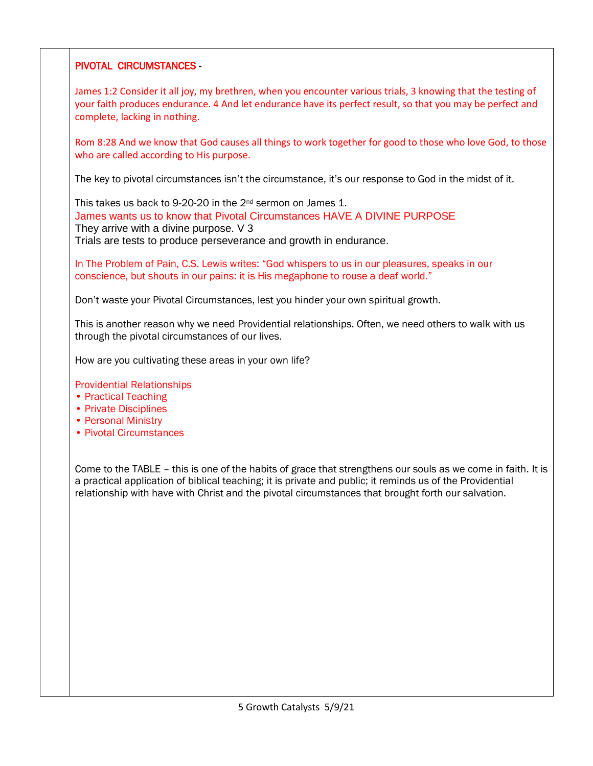PIVOTAL  CIRCUMSTANCES -

James 1:2 Consider it all joy, my brethren, when you encounter various trials, 3 knowing that the testing of your faith produces endurance. 4 And let endurance have its perfect result, so that you may be perfect and complete, lacking in nothing.

Rom 8:28 And we know that God causes all things to work together for good to those who love God, to those who are called according to His purpose.

The key to pivotal circumstances isn't the circumstance, it's our response to God in the midst of it.

This takes us back to 9-20-20 in the 2nd sermon on James 1.
James wants us to know that Pivotal Circumstances HAVE A DIVINE PURPOSE
They arrive with a divine purpose. V 3
Trials are tests to produce perseverance and growth in endurance.

In The Problem of Pain, C.S. Lewis writes: "God whispers to us in our pleasures, speaks in our conscience, but shouts in our pains: it is His megaphone to rouse a deaf world."

Don't waste your Pivotal Circumstances, lest you hinder your own spiritual growth.

This is another reason why we need Providential relationships. Often, we need others to walk with us through the pivotal circumstances of our lives.

How are you cultivating these areas in your own life?

Providential Relationships
- Practical Teaching
- Private Disciplines
- Personal Ministry
- Pivotal Circumstances

Come to the TABLE – this is one of the habits of grace that strengthens our souls as we come in faith. It is a practical application of biblical teaching; it is private and public; it reminds us of the Providential relationship with have with Christ and the pivotal circumstances that brought forth our salvation.

5 Growth Catalysts  5/9/21